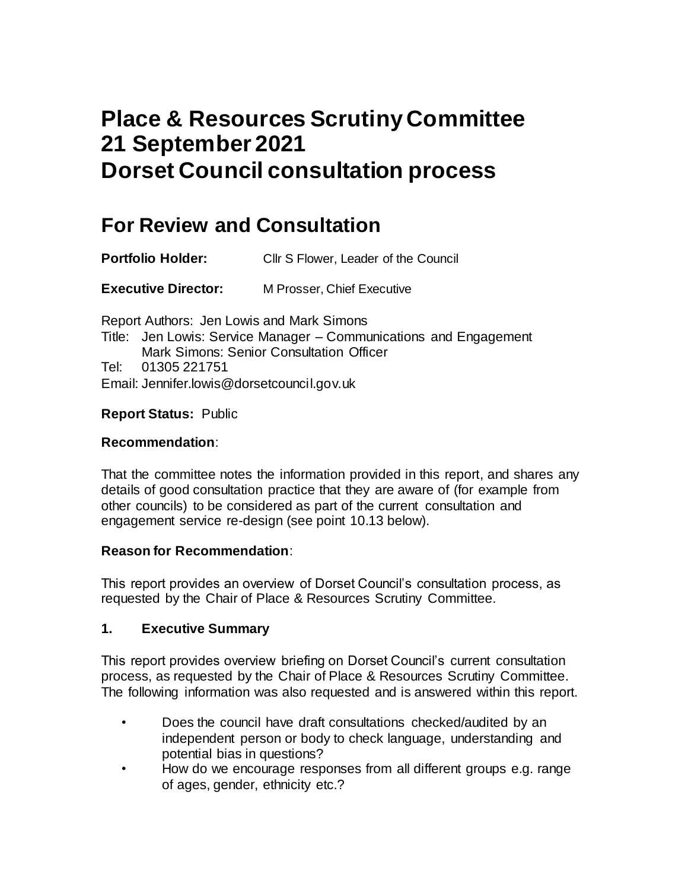# Place & Resources Scrutiny Committee
# 21 September 2021
# Dorset Council consultation process

## For Review and Consultation

**Portfolio Holder:** Cllr S Flower, Leader of the Council

**Executive Director:** M Prosser, Chief Executive

Report Authors: Jen Lowis and Mark Simons
Title: Jen Lowis: Service Manager – Communications and Engagement
Mark Simons: Senior Consultation Officer
Tel: 01305 221751
Email: Jennifer.lowis@dorsetcouncil.gov.uk

**Report Status:** Public

**Recommendation**:

That the committee notes the information provided in this report, and shares any details of good consultation practice that they are aware of (for example from other councils) to be considered as part of the current consultation and engagement service re-design (see point 10.13 below).

**Reason for Recommendation**:

This report provides an overview of Dorset Council's consultation process, as requested by the Chair of Place & Resources Scrutiny Committee.

### 1. Executive Summary

This report provides overview briefing on Dorset Council's current consultation process, as requested by the Chair of Place & Resources Scrutiny Committee. The following information was also requested and is answered within this report.

- Does the council have draft consultations checked/audited by an independent person or body to check language, understanding and potential bias in questions?
- How do we encourage responses from all different groups e.g. range of ages, gender, ethnicity etc.?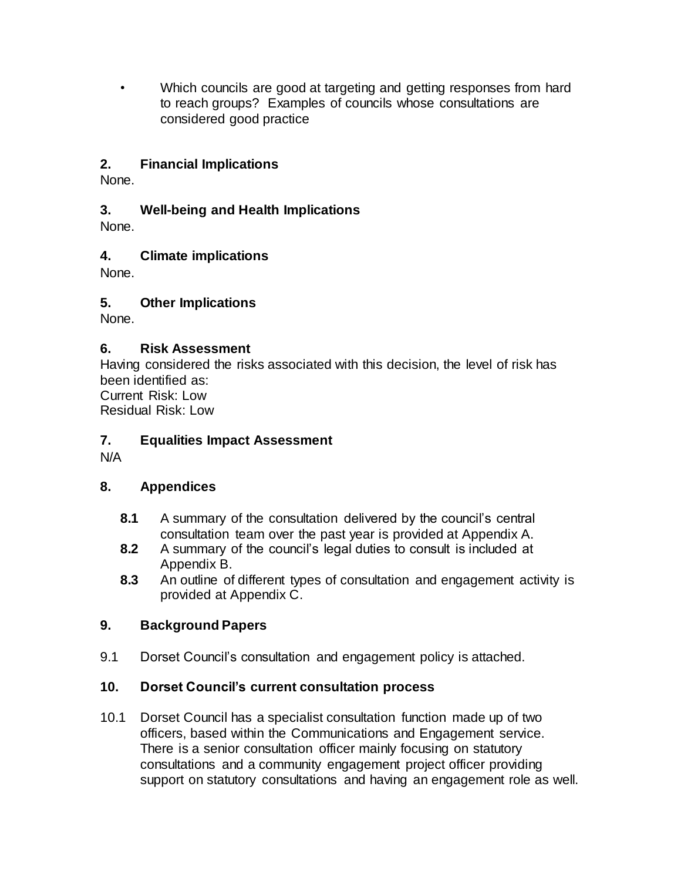- Which councils are good at targeting and getting responses from hard to reach groups? Examples of councils whose consultations are considered good practice

## 2. Financial Implications

None.

## 3. Well-being and Health Implications

None.

## 4. Climate implications

None.

## 5. Other Implications

None.

## 6. Risk Assessment

Having considered the risks associated with this decision, the level of risk has been identified as:
Current Risk: Low
Residual Risk: Low

## 7. Equalities Impact Assessment

N/A

## 8. Appendices

**8.1** A summary of the consultation delivered by the council's central consultation team over the past year is provided at Appendix A.

**8.2** A summary of the council's legal duties to consult is included at Appendix B.

**8.3** An outline of different types of consultation and engagement activity is provided at Appendix C.

## 9. Background Papers

9.1 Dorset Council's consultation and engagement policy is attached.

## 10. Dorset Council's current consultation process

10.1 Dorset Council has a specialist consultation function made up of two officers, based within the Communications and Engagement service. There is a senior consultation officer mainly focusing on statutory consultations and a community engagement project officer providing support on statutory consultations and having an engagement role as well.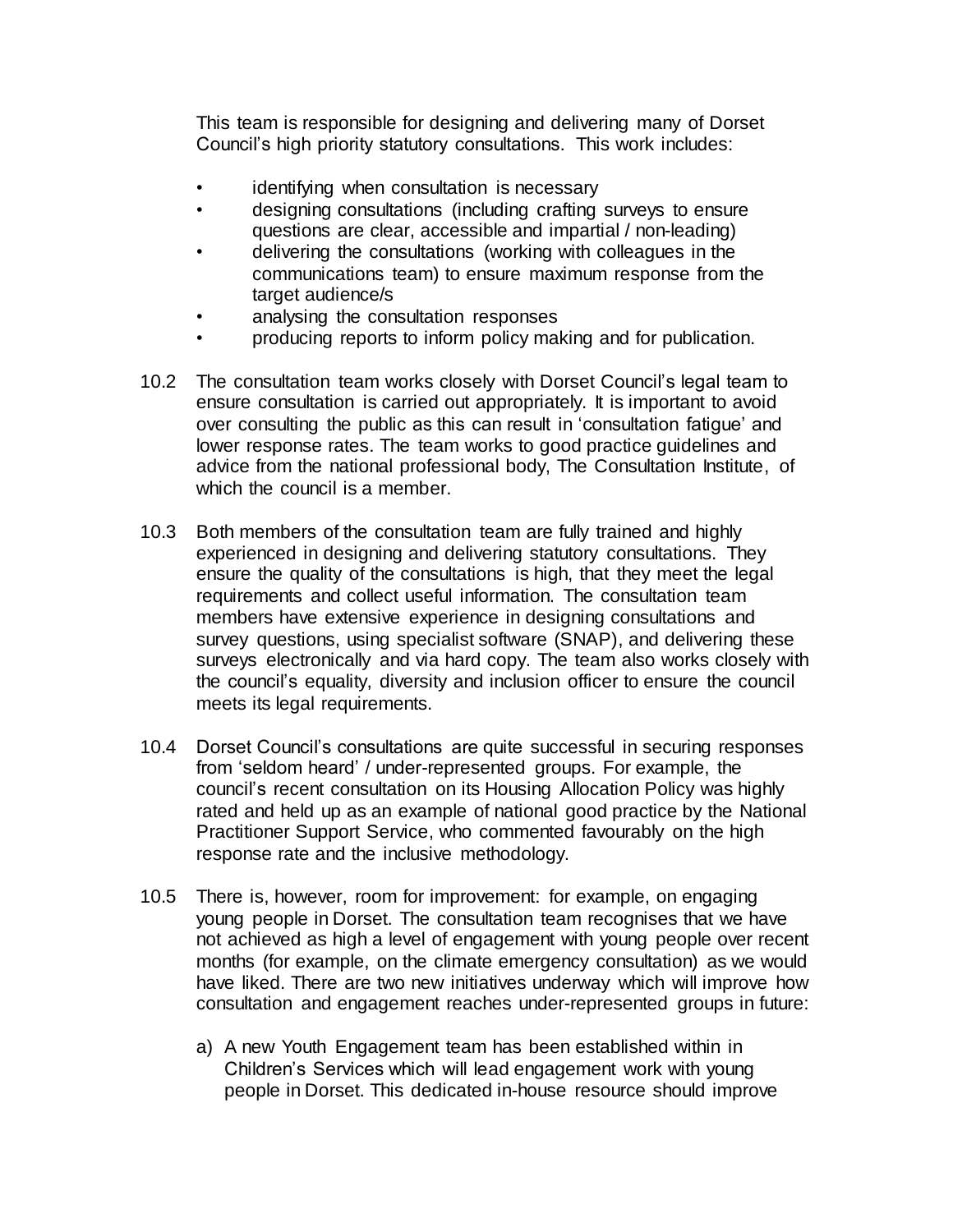This team is responsible for designing and delivering many of Dorset Council's high priority statutory consultations. This work includes:

- identifying when consultation is necessary
- designing consultations (including crafting surveys to ensure questions are clear, accessible and impartial / non-leading)
- delivering the consultations (working with colleagues in the communications team) to ensure maximum response from the target audience/s
- analysing the consultation responses
- producing reports to inform policy making and for publication.

10.2 The consultation team works closely with Dorset Council's legal team to ensure consultation is carried out appropriately. It is important to avoid over consulting the public as this can result in 'consultation fatigue' and lower response rates. The team works to good practice guidelines and advice from the national professional body, The Consultation Institute, of which the council is a member.

10.3 Both members of the consultation team are fully trained and highly experienced in designing and delivering statutory consultations. They ensure the quality of the consultations is high, that they meet the legal requirements and collect useful information. The consultation team members have extensive experience in designing consultations and survey questions, using specialist software (SNAP), and delivering these surveys electronically and via hard copy. The team also works closely with the council's equality, diversity and inclusion officer to ensure the council meets its legal requirements.

10.4 Dorset Council's consultations are quite successful in securing responses from 'seldom heard' / under-represented groups. For example, the council's recent consultation on its Housing Allocation Policy was highly rated and held up as an example of national good practice by the National Practitioner Support Service, who commented favourably on the high response rate and the inclusive methodology.

10.5 There is, however, room for improvement: for example, on engaging young people in Dorset. The consultation team recognises that we have not achieved as high a level of engagement with young people over recent months (for example, on the climate emergency consultation) as we would have liked. There are two new initiatives underway which will improve how consultation and engagement reaches under-represented groups in future:

a) A new Youth Engagement team has been established within in Children's Services which will lead engagement work with young people in Dorset. This dedicated in-house resource should improve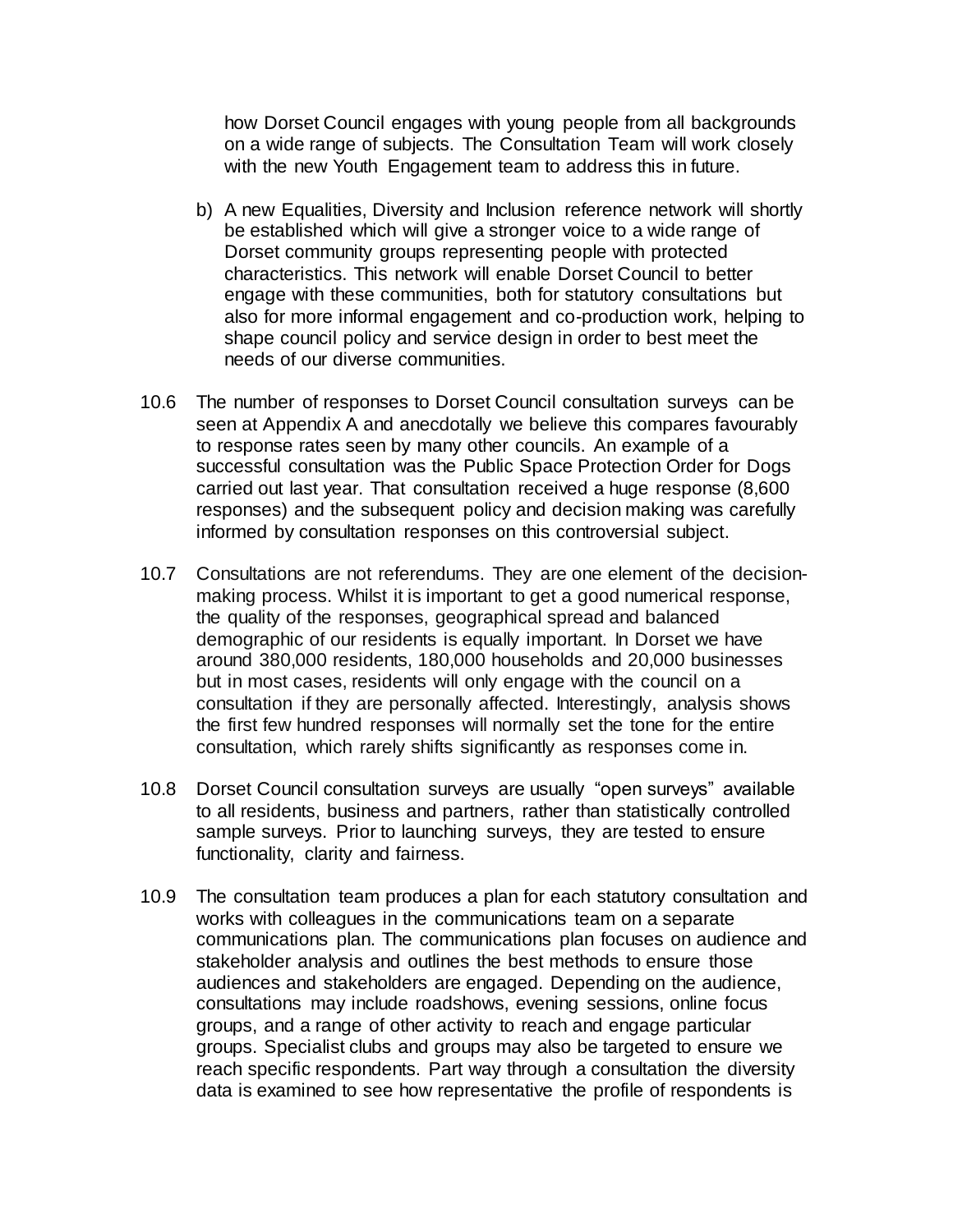how Dorset Council engages with young people from all backgrounds on a wide range of subjects. The Consultation Team will work closely with the new Youth Engagement team to address this in future.

b) A new Equalities, Diversity and Inclusion reference network will shortly be established which will give a stronger voice to a wide range of Dorset community groups representing people with protected characteristics. This network will enable Dorset Council to better engage with these communities, both for statutory consultations but also for more informal engagement and co-production work, helping to shape council policy and service design in order to best meet the needs of our diverse communities.

10.6 The number of responses to Dorset Council consultation surveys can be seen at Appendix A and anecdotally we believe this compares favourably to response rates seen by many other councils. An example of a successful consultation was the Public Space Protection Order for Dogs carried out last year. That consultation received a huge response (8,600 responses) and the subsequent policy and decision making was carefully informed by consultation responses on this controversial subject.

10.7 Consultations are not referendums. They are one element of the decision-making process. Whilst it is important to get a good numerical response, the quality of the responses, geographical spread and balanced demographic of our residents is equally important. In Dorset we have around 380,000 residents, 180,000 households and 20,000 businesses but in most cases, residents will only engage with the council on a consultation if they are personally affected. Interestingly, analysis shows the first few hundred responses will normally set the tone for the entire consultation, which rarely shifts significantly as responses come in.

10.8 Dorset Council consultation surveys are usually "open surveys" available to all residents, business and partners, rather than statistically controlled sample surveys. Prior to launching surveys, they are tested to ensure functionality, clarity and fairness.

10.9 The consultation team produces a plan for each statutory consultation and works with colleagues in the communications team on a separate communications plan. The communications plan focuses on audience and stakeholder analysis and outlines the best methods to ensure those audiences and stakeholders are engaged. Depending on the audience, consultations may include roadshows, evening sessions, online focus groups, and a range of other activity to reach and engage particular groups. Specialist clubs and groups may also be targeted to ensure we reach specific respondents. Part way through a consultation the diversity data is examined to see how representative the profile of respondents is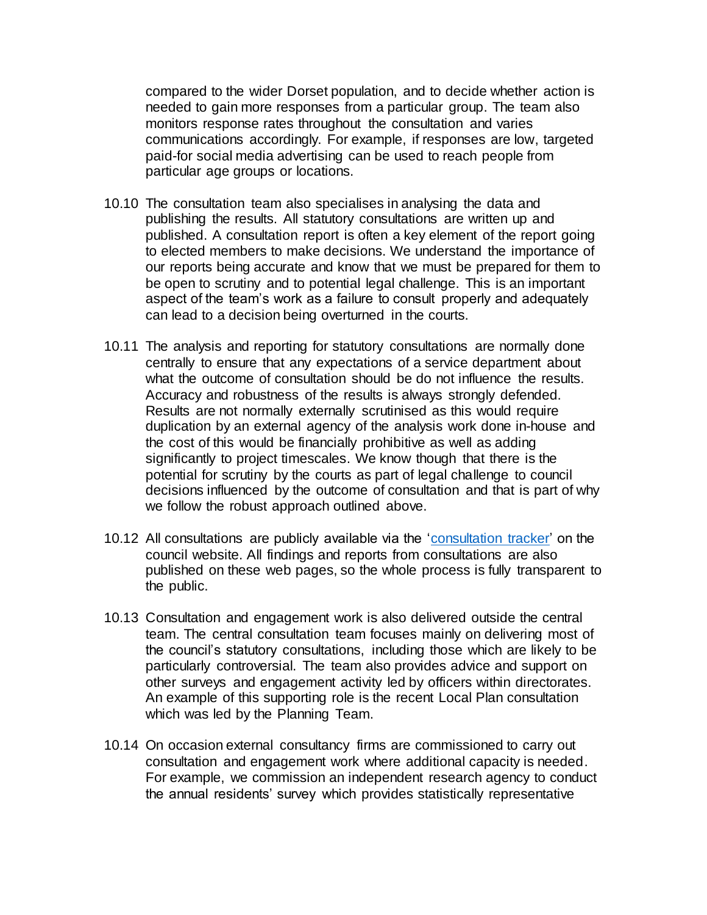compared to the wider Dorset population, and to decide whether action is needed to gain more responses from a particular group. The team also monitors response rates throughout the consultation and varies communications accordingly. For example, if responses are low, targeted paid-for social media advertising can be used to reach people from particular age groups or locations.

10.10 The consultation team also specialises in analysing the data and publishing the results. All statutory consultations are written up and published. A consultation report is often a key element of the report going to elected members to make decisions. We understand the importance of our reports being accurate and know that we must be prepared for them to be open to scrutiny and to potential legal challenge. This is an important aspect of the team's work as a failure to consult properly and adequately can lead to a decision being overturned in the courts.

10.11 The analysis and reporting for statutory consultations are normally done centrally to ensure that any expectations of a service department about what the outcome of consultation should be do not influence the results. Accuracy and robustness of the results is always strongly defended. Results are not normally externally scrutinised as this would require duplication by an external agency of the analysis work done in-house and the cost of this would be financially prohibitive as well as adding significantly to project timescales. We know though that there is the potential for scrutiny by the courts as part of legal challenge to council decisions influenced by the outcome of consultation and that is part of why we follow the robust approach outlined above.

10.12 All consultations are publicly available via the '[consultation tracker]' on the council website. All findings and reports from consultations are also published on these web pages, so the whole process is fully transparent to the public.

10.13 Consultation and engagement work is also delivered outside the central team. The central consultation team focuses mainly on delivering most of the council's statutory consultations, including those which are likely to be particularly controversial. The team also provides advice and support on other surveys and engagement activity led by officers within directorates. An example of this supporting role is the recent Local Plan consultation which was led by the Planning Team.

10.14 On occasion external consultancy firms are commissioned to carry out consultation and engagement work where additional capacity is needed. For example, we commission an independent research agency to conduct the annual residents' survey which provides statistically representative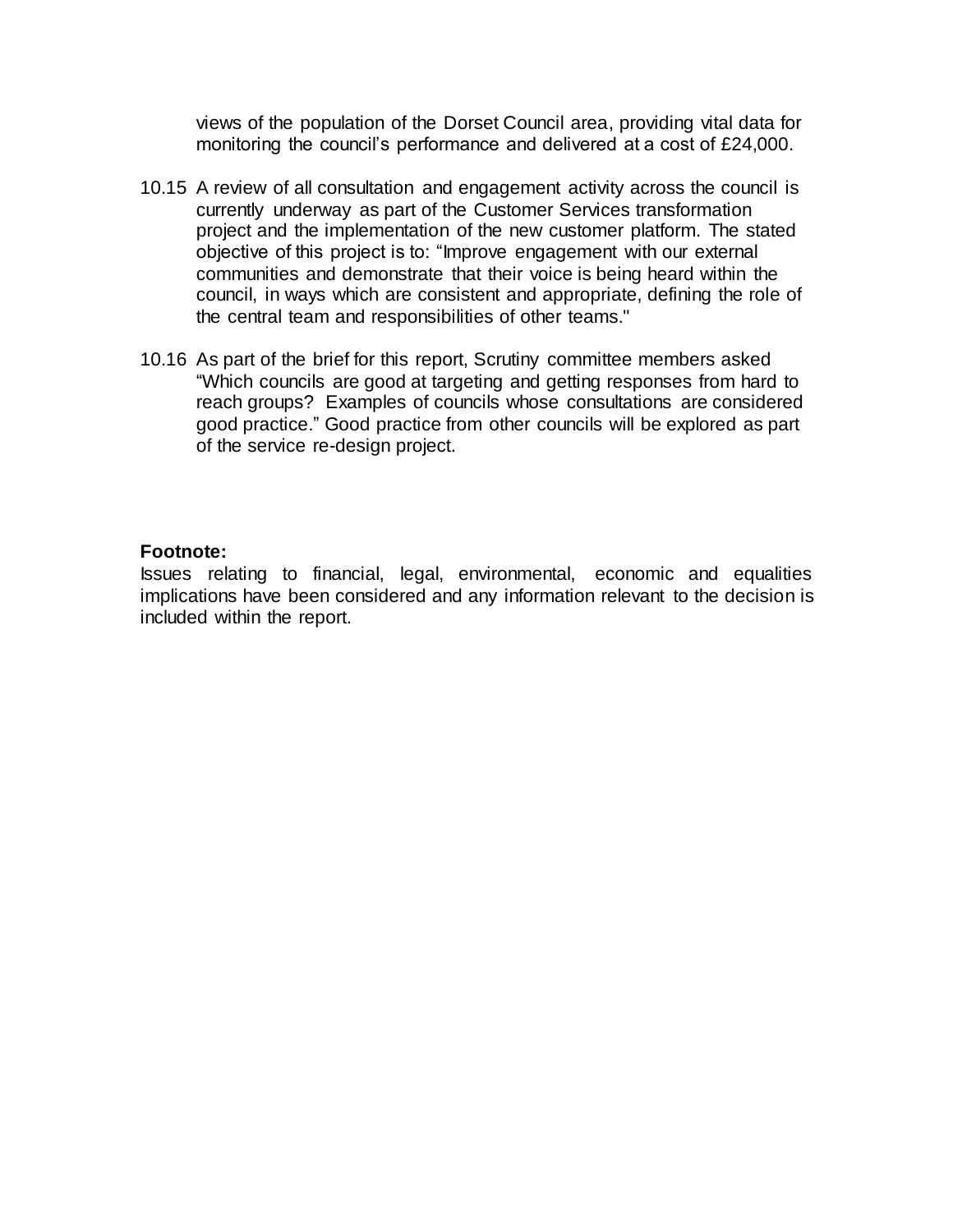views of the population of the Dorset Council area, providing vital data for monitoring the council's performance and delivered at a cost of £24,000.

10.15 A review of all consultation and engagement activity across the council is currently underway as part of the Customer Services transformation project and the implementation of the new customer platform. The stated objective of this project is to: "Improve engagement with our external communities and demonstrate that their voice is being heard within the council, in ways which are consistent and appropriate, defining the role of the central team and responsibilities of other teams."

10.16 As part of the brief for this report, Scrutiny committee members asked "Which councils are good at targeting and getting responses from hard to reach groups? Examples of councils whose consultations are considered good practice." Good practice from other councils will be explored as part of the service re-design project.

**Footnote:**

Issues relating to financial, legal, environmental, economic and equalities implications have been considered and any information relevant to the decision is included within the report.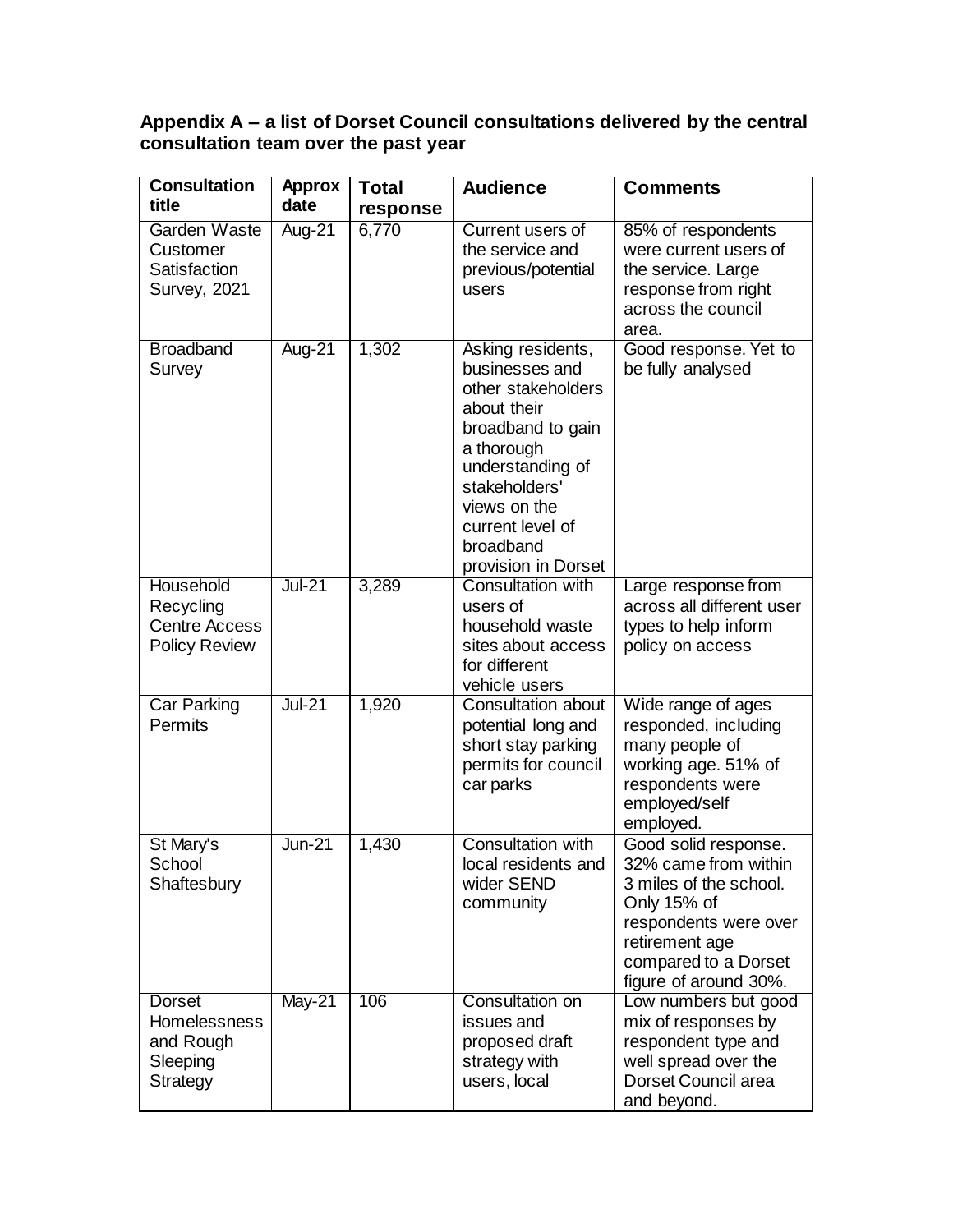**Appendix A – a list of Dorset Council consultations delivered by the central consultation team over the past year**

| Consultation title | Approx date | Total response | Audience | Comments |
|---|---|---|---|---|
| Garden Waste Customer Satisfaction Survey, 2021 | Aug-21 | 6,770 | Current users of the service and previous/potential users | 85% of respondents were current users of the service. Large response from right across the council area. |
| Broadband Survey | Aug-21 | 1,302 | Asking residents, businesses and other stakeholders about their broadband to gain a thorough understanding of stakeholders' views on the current level of broadband provision in Dorset | Good response. Yet to be fully analysed |
| Household Recycling Centre Access Policy Review | Jul-21 | 3,289 | Consultation with users of household waste sites about access for different vehicle users | Large response from across all different user types to help inform policy on access |
| Car Parking Permits | Jul-21 | 1,920 | Consultation about potential long and short stay parking permits for council car parks | Wide range of ages responded, including many people of working age. 51% of respondents were employed/self employed. |
| St Mary's School Shaftesbury | Jun-21 | 1,430 | Consultation with local residents and wider SEND community | Good solid response. 32% came from within 3 miles of the school. Only 15% of respondents were over retirement age compared to a Dorset figure of around 30%. |
| Dorset Homelessness and Rough Sleeping Strategy | May-21 | 106 | Consultation on issues and proposed draft strategy with users, local | Low numbers but good mix of responses by respondent type and well spread over the Dorset Council area and beyond. |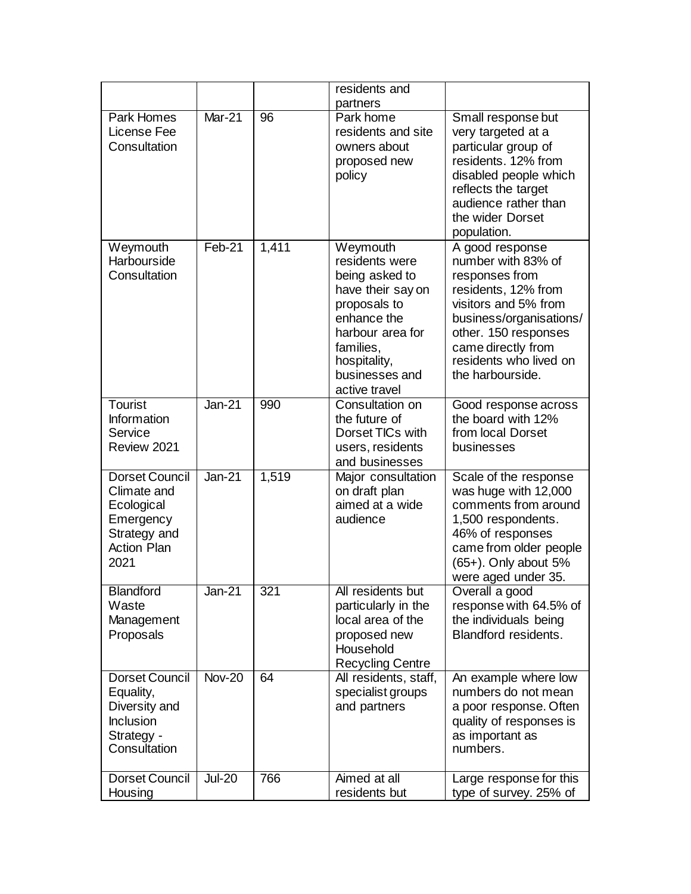| | | | residents and partners | |
|---|---|---|---|---|
| Park Homes License Fee Consultation | Mar-21 | 96 | Park home residents and site owners about proposed new policy | Small response but very targeted at a particular group of residents. 12% from disabled people which reflects the target audience rather than the wider Dorset population. |
| Weymouth Harbourside Consultation | Feb-21 | 1,411 | Weymouth residents were being asked to have their say on proposals to enhance the harbour area for families, hospitality, businesses and active travel | A good response number with 83% of responses from residents, 12% from visitors and 5% from business/organisations/ other. 150 responses came directly from residents who lived on the harbourside. |
| Tourist Information Service Review 2021 | Jan-21 | 990 | Consultation on the future of Dorset TICs with users, residents and businesses | Good response across the board with 12% from local Dorset businesses |
| Dorset Council Climate and Ecological Emergency Strategy and Action Plan 2021 | Jan-21 | 1,519 | Major consultation on draft plan aimed at a wide audience | Scale of the response was huge with 12,000 comments from around 1,500 respondents. 46% of responses came from older people (65+). Only about 5% were aged under 35. |
| Blandford Waste Management Proposals | Jan-21 | 321 | All residents but particularly in the local area of the proposed new Household Recycling Centre | Overall a good response with 64.5% of the individuals being Blandford residents. |
| Dorset Council Equality, Diversity and Inclusion Strategy - Consultation | Nov-20 | 64 | All residents, staff, specialist groups and partners | An example where low numbers do not mean a poor response. Often quality of responses is as important as numbers. |
| Dorset Council Housing | Jul-20 | 766 | Aimed at all residents but | Large response for this type of survey. 25% of |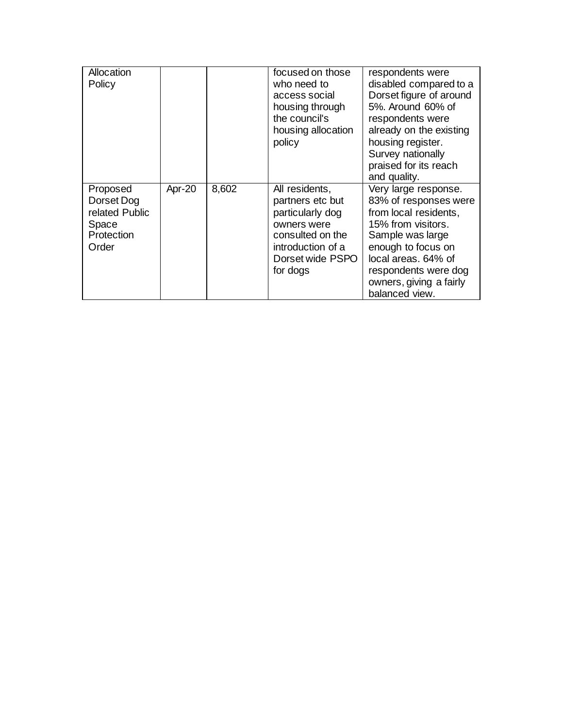| | | | | |
|---|---|---|---|---|
| Allocation Policy | | | focused on those who need to access social housing through the council's housing allocation policy | respondents were disabled compared to a Dorset figure of around 5%. Around 60% of respondents were already on the existing housing register. Survey nationally praised for its reach and quality. |
| Proposed Dorset Dog related Public Space Protection Order | Apr-20 | 8,602 | All residents, partners etc but particularly dog owners were consulted on the introduction of a Dorset wide PSPO for dogs | Very large response. 83% of responses were from local residents, 15% from visitors. Sample was large enough to focus on local areas. 64% of respondents were dog owners, giving a fairly balanced view. |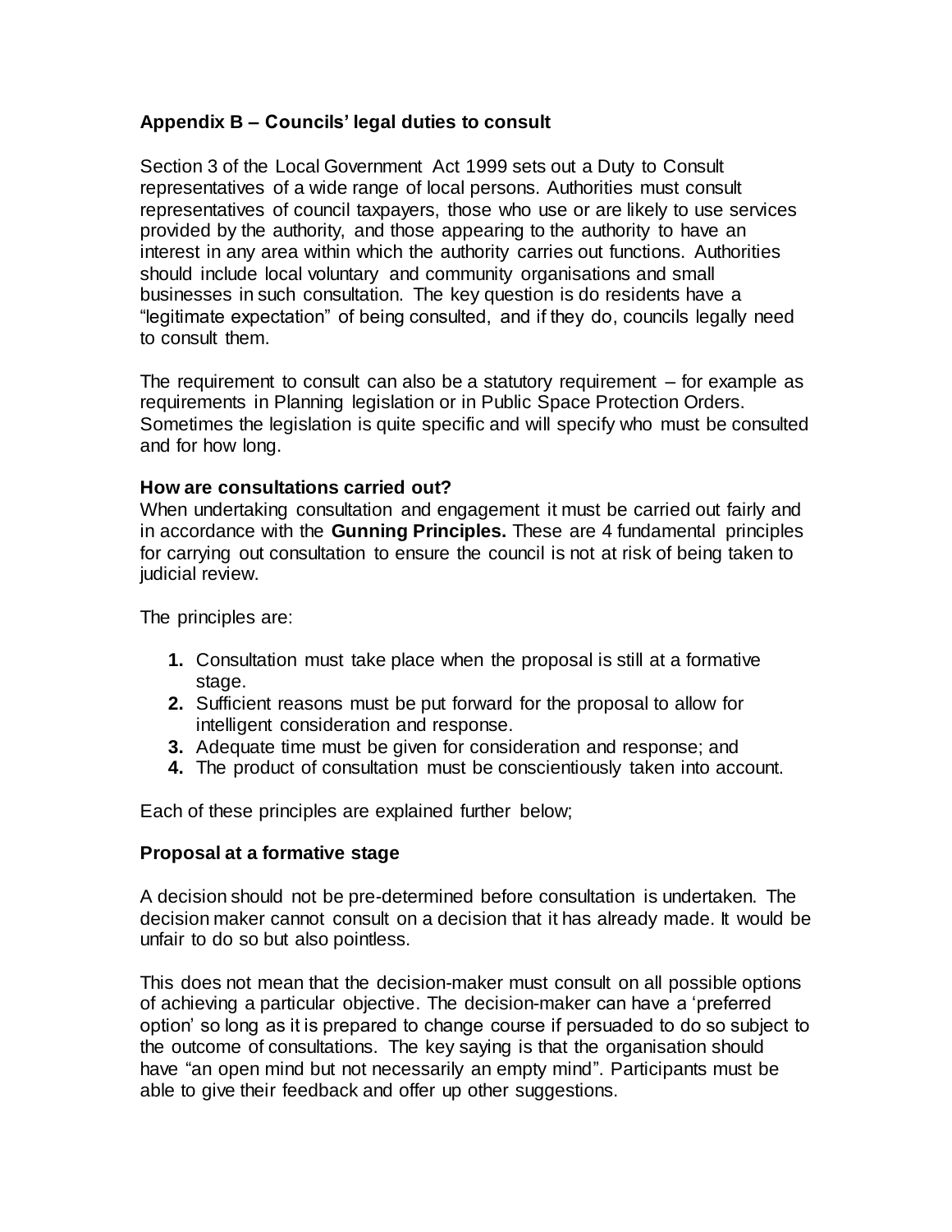## Appendix B – Councils' legal duties to consult

Section 3 of the Local Government Act 1999 sets out a Duty to Consult representatives of a wide range of local persons. Authorities must consult representatives of council taxpayers, those who use or are likely to use services provided by the authority, and those appearing to the authority to have an interest in any area within which the authority carries out functions. Authorities should include local voluntary and community organisations and small businesses in such consultation. The key question is do residents have a "legitimate expectation" of being consulted, and if they do, councils legally need to consult them.

The requirement to consult can also be a statutory requirement – for example as requirements in Planning legislation or in Public Space Protection Orders. Sometimes the legislation is quite specific and will specify who must be consulted and for how long.

### How are consultations carried out?

When undertaking consultation and engagement it must be carried out fairly and in accordance with the **Gunning Principles.** These are 4 fundamental principles for carrying out consultation to ensure the council is not at risk of being taken to judicial review.

The principles are:

1. Consultation must take place when the proposal is still at a formative stage.
2. Sufficient reasons must be put forward for the proposal to allow for intelligent consideration and response.
3. Adequate time must be given for consideration and response; and
4. The product of consultation must be conscientiously taken into account.

Each of these principles are explained further below;

### Proposal at a formative stage

A decision should not be pre-determined before consultation is undertaken. The decision maker cannot consult on a decision that it has already made. It would be unfair to do so but also pointless.

This does not mean that the decision-maker must consult on all possible options of achieving a particular objective. The decision-maker can have a 'preferred option' so long as it is prepared to change course if persuaded to do so subject to the outcome of consultations. The key saying is that the organisation should have "an open mind but not necessarily an empty mind". Participants must be able to give their feedback and offer up other suggestions.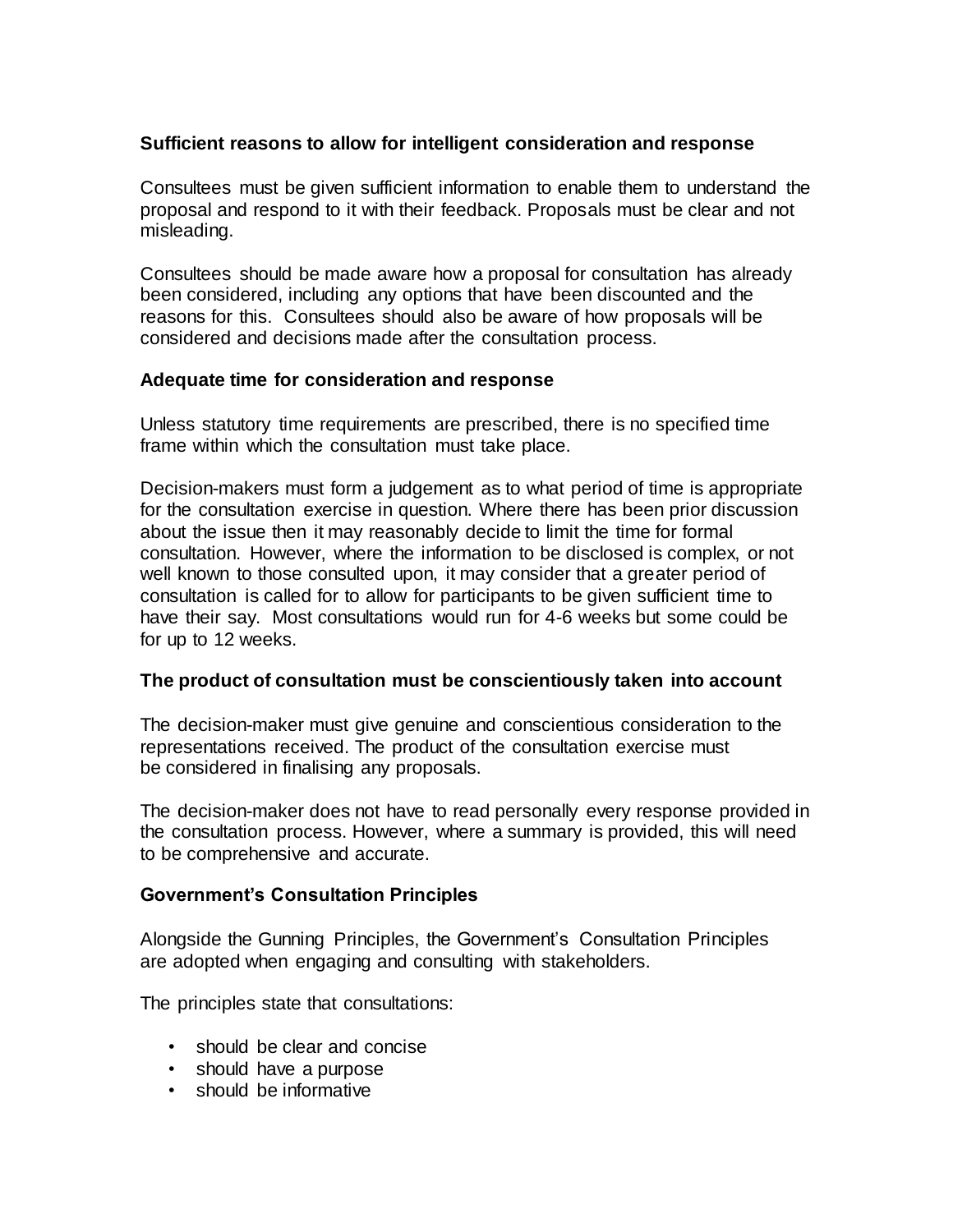**Sufficient reasons to allow for intelligent consideration and response**

Consultees must be given sufficient information to enable them to understand the proposal and respond to it with their feedback. Proposals must be clear and not misleading.

Consultees should be made aware how a proposal for consultation has already been considered, including any options that have been discounted and the reasons for this. Consultees should also be aware of how proposals will be considered and decisions made after the consultation process.

**Adequate time for consideration and response**

Unless statutory time requirements are prescribed, there is no specified time frame within which the consultation must take place.

Decision-makers must form a judgement as to what period of time is appropriate for the consultation exercise in question. Where there has been prior discussion about the issue then it may reasonably decide to limit the time for formal consultation. However, where the information to be disclosed is complex, or not well known to those consulted upon, it may consider that a greater period of consultation is called for to allow for participants to be given sufficient time to have their say. Most consultations would run for 4-6 weeks but some could be for up to 12 weeks.

**The product of consultation must be conscientiously taken into account**

The decision-maker must give genuine and conscientious consideration to the representations received. The product of the consultation exercise must be considered in finalising any proposals.

The decision-maker does not have to read personally every response provided in the consultation process. However, where a summary is provided, this will need to be comprehensive and accurate.

**Government's Consultation Principles**

Alongside the Gunning Principles, the Government's Consultation Principles are adopted when engaging and consulting with stakeholders.

The principles state that consultations:

- should be clear and concise
- should have a purpose
- should be informative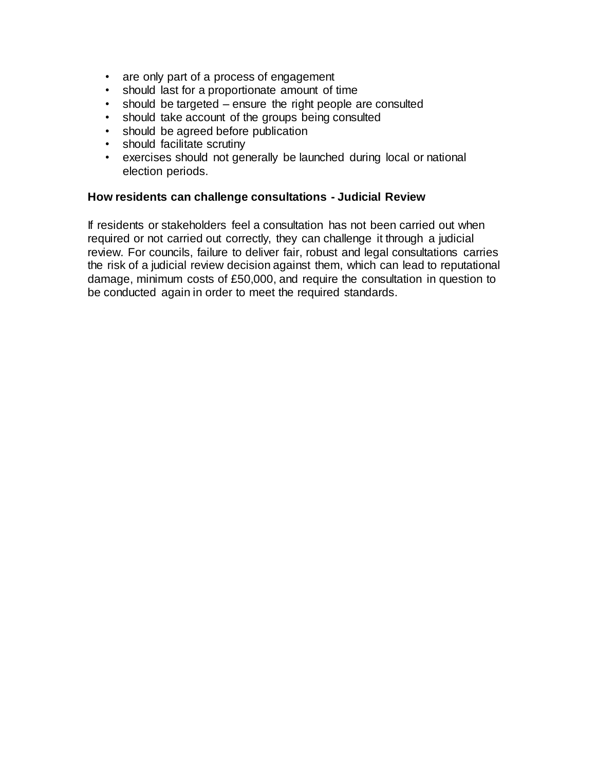- are only part of a process of engagement
- should last for a proportionate amount of time
- should be targeted – ensure the right people are consulted
- should take account of the groups being consulted
- should be agreed before publication
- should facilitate scrutiny
- exercises should not generally be launched during local or national election periods.

**How residents can challenge consultations - Judicial Review**

If residents or stakeholders feel a consultation has not been carried out when required or not carried out correctly, they can challenge it through a judicial review. For councils, failure to deliver fair, robust and legal consultations carries the risk of a judicial review decision against them, which can lead to reputational damage, minimum costs of £50,000, and require the consultation in question to be conducted again in order to meet the required standards.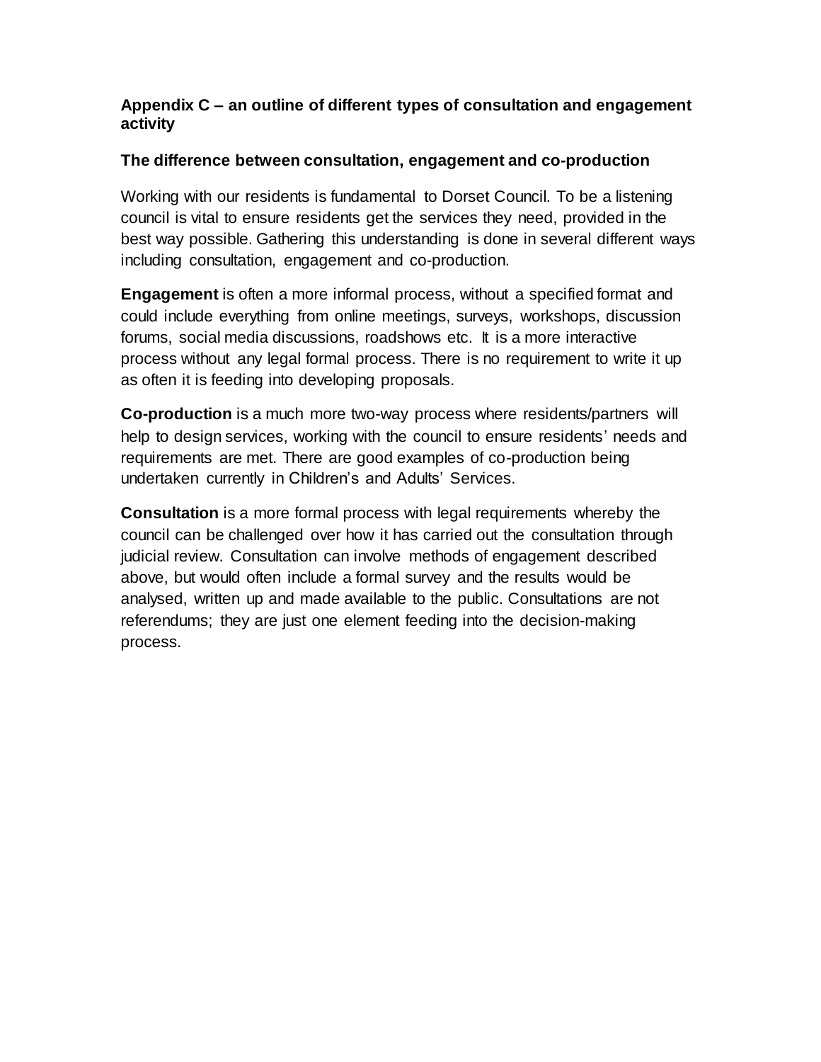## Appendix C – an outline of different types of consultation and engagement activity

### The difference between consultation, engagement and co-production

Working with our residents is fundamental to Dorset Council. To be a listening council is vital to ensure residents get the services they need, provided in the best way possible. Gathering this understanding is done in several different ways including consultation, engagement and co-production.

**Engagement** is often a more informal process, without a specified format and could include everything from online meetings, surveys, workshops, discussion forums, social media discussions, roadshows etc. It is a more interactive process without any legal formal process. There is no requirement to write it up as often it is feeding into developing proposals.

**Co-production** is a much more two-way process where residents/partners will help to design services, working with the council to ensure residents' needs and requirements are met. There are good examples of co-production being undertaken currently in Children's and Adults' Services.

**Consultation** is a more formal process with legal requirements whereby the council can be challenged over how it has carried out the consultation through judicial review. Consultation can involve methods of engagement described above, but would often include a formal survey and the results would be analysed, written up and made available to the public. Consultations are not referendums; they are just one element feeding into the decision-making process.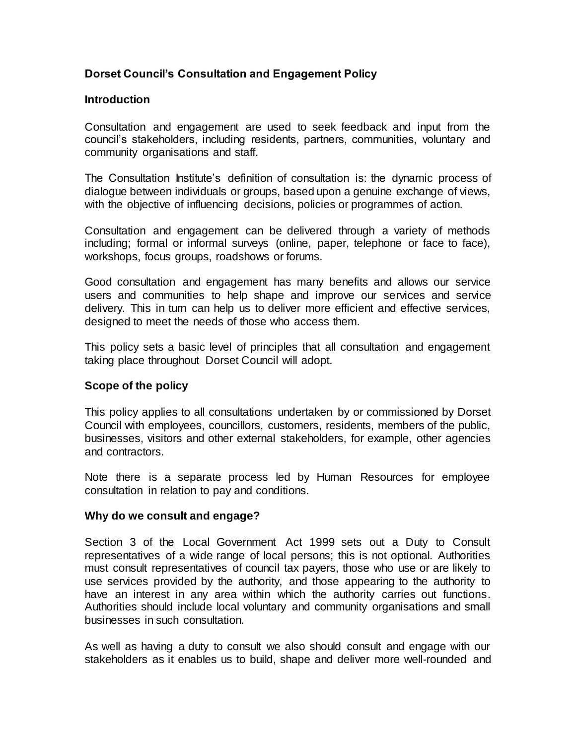**Dorset Council's Consultation and Engagement Policy**

**Introduction**

Consultation and engagement are used to seek feedback and input from the council's stakeholders, including residents, partners, communities, voluntary and community organisations and staff.

The Consultation Institute's definition of consultation is: the dynamic process of dialogue between individuals or groups, based upon a genuine exchange of views, with the objective of influencing decisions, policies or programmes of action.

Consultation and engagement can be delivered through a variety of methods including; formal or informal surveys (online, paper, telephone or face to face), workshops, focus groups, roadshows or forums.

Good consultation and engagement has many benefits and allows our service users and communities to help shape and improve our services and service delivery. This in turn can help us to deliver more efficient and effective services, designed to meet the needs of those who access them.

This policy sets a basic level of principles that all consultation and engagement taking place throughout Dorset Council will adopt.

**Scope of the policy**

This policy applies to all consultations undertaken by or commissioned by Dorset Council with employees, councillors, customers, residents, members of the public, businesses, visitors and other external stakeholders, for example, other agencies and contractors.

Note there is a separate process led by Human Resources for employee consultation in relation to pay and conditions.

**Why do we consult and engage?**

Section 3 of the Local Government Act 1999 sets out a Duty to Consult representatives of a wide range of local persons; this is not optional. Authorities must consult representatives of council tax payers, those who use or are likely to use services provided by the authority, and those appearing to the authority to have an interest in any area within which the authority carries out functions. Authorities should include local voluntary and community organisations and small businesses in such consultation.

As well as having a duty to consult we also should consult and engage with our stakeholders as it enables us to build, shape and deliver more well-rounded and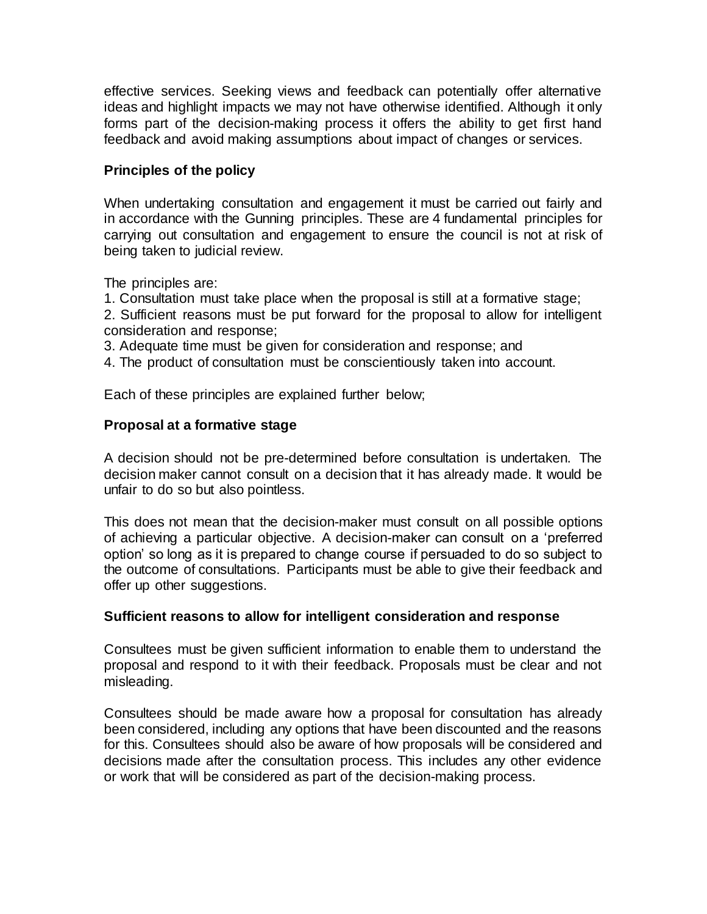effective services. Seeking views and feedback can potentially offer alternative ideas and highlight impacts we may not have otherwise identified. Although it only forms part of the decision-making process it offers the ability to get first hand feedback and avoid making assumptions about impact of changes or services.

**Principles of the policy**

When undertaking consultation and engagement it must be carried out fairly and in accordance with the Gunning principles. These are 4 fundamental principles for carrying out consultation and engagement to ensure the council is not at risk of being taken to judicial review.

The principles are:

1. Consultation must take place when the proposal is still at a formative stage;
2. Sufficient reasons must be put forward for the proposal to allow for intelligent consideration and response;
3. Adequate time must be given for consideration and response; and
4. The product of consultation must be conscientiously taken into account.

Each of these principles are explained further below;

**Proposal at a formative stage**

A decision should not be pre-determined before consultation is undertaken. The decision maker cannot consult on a decision that it has already made. It would be unfair to do so but also pointless.

This does not mean that the decision-maker must consult on all possible options of achieving a particular objective. A decision-maker can consult on a 'preferred option' so long as it is prepared to change course if persuaded to do so subject to the outcome of consultations. Participants must be able to give their feedback and offer up other suggestions.

**Sufficient reasons to allow for intelligent consideration and response**

Consultees must be given sufficient information to enable them to understand the proposal and respond to it with their feedback. Proposals must be clear and not misleading.

Consultees should be made aware how a proposal for consultation has already been considered, including any options that have been discounted and the reasons for this. Consultees should also be aware of how proposals will be considered and decisions made after the consultation process. This includes any other evidence or work that will be considered as part of the decision-making process.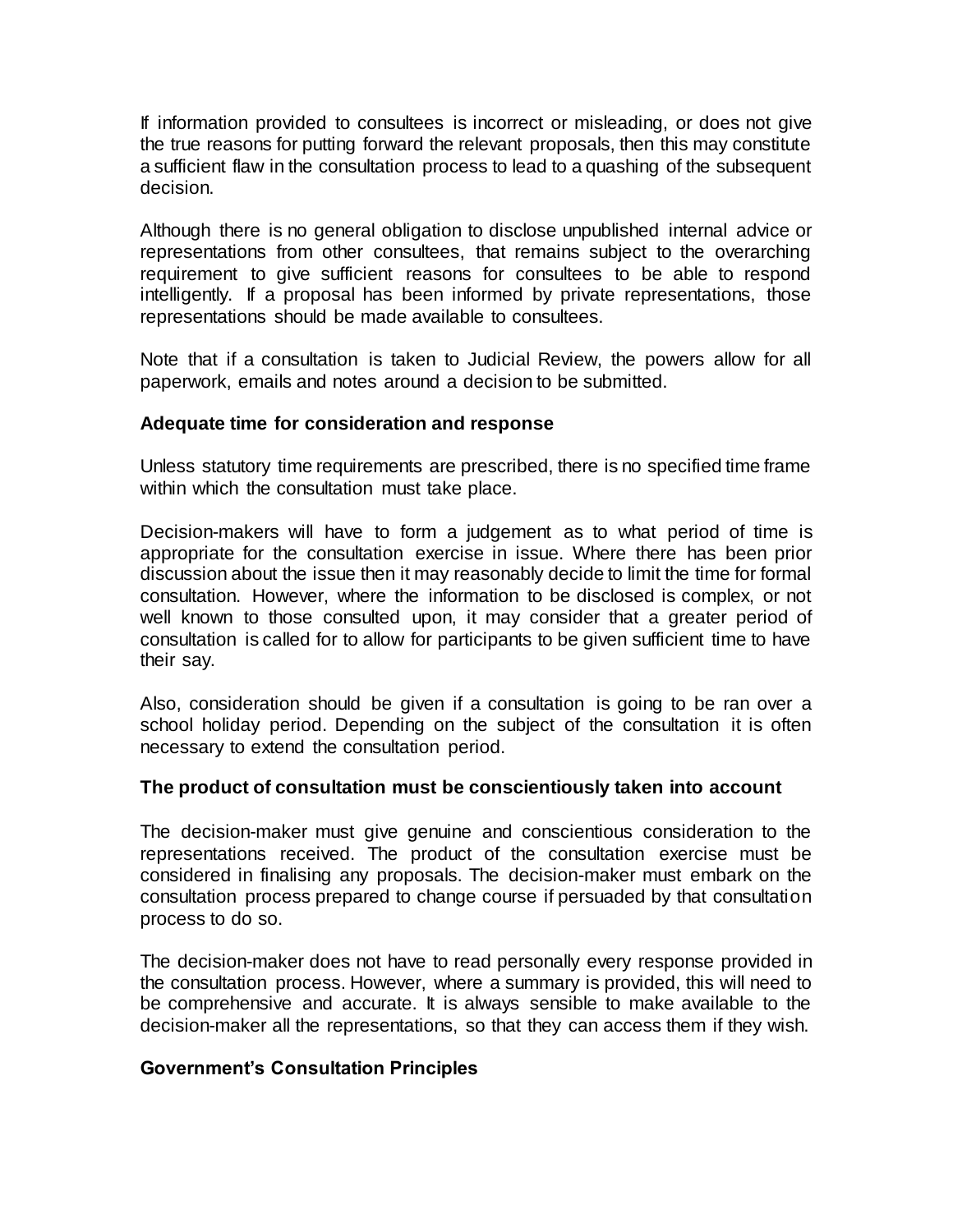If information provided to consultees is incorrect or misleading, or does not give the true reasons for putting forward the relevant proposals, then this may constitute a sufficient flaw in the consultation process to lead to a quashing of the subsequent decision.

Although there is no general obligation to disclose unpublished internal advice or representations from other consultees, that remains subject to the overarching requirement to give sufficient reasons for consultees to be able to respond intelligently. If a proposal has been informed by private representations, those representations should be made available to consultees.

Note that if a consultation is taken to Judicial Review, the powers allow for all paperwork, emails and notes around a decision to be submitted.

**Adequate time for consideration and response**

Unless statutory time requirements are prescribed, there is no specified time frame within which the consultation must take place.

Decision-makers will have to form a judgement as to what period of time is appropriate for the consultation exercise in issue. Where there has been prior discussion about the issue then it may reasonably decide to limit the time for formal consultation. However, where the information to be disclosed is complex, or not well known to those consulted upon, it may consider that a greater period of consultation is called for to allow for participants to be given sufficient time to have their say.

Also, consideration should be given if a consultation is going to be ran over a school holiday period. Depending on the subject of the consultation it is often necessary to extend the consultation period.

**The product of consultation must be conscientiously taken into account**

The decision-maker must give genuine and conscientious consideration to the representations received. The product of the consultation exercise must be considered in finalising any proposals. The decision-maker must embark on the consultation process prepared to change course if persuaded by that consultation process to do so.

The decision-maker does not have to read personally every response provided in the consultation process. However, where a summary is provided, this will need to be comprehensive and accurate. It is always sensible to make available to the decision-maker all the representations, so that they can access them if they wish.

**Government's Consultation Principles**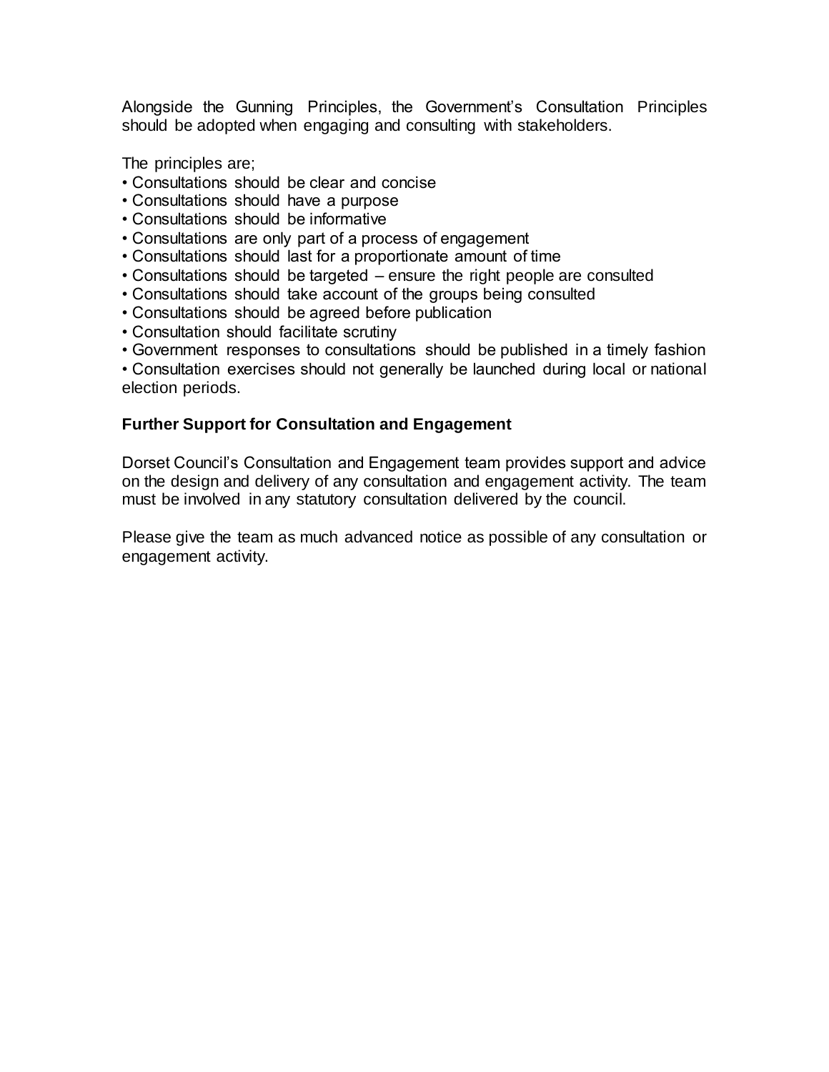Alongside the Gunning Principles, the Government's Consultation Principles should be adopted when engaging and consulting with stakeholders.

The principles are;

- Consultations should be clear and concise
- Consultations should have a purpose
- Consultations should be informative
- Consultations are only part of a process of engagement
- Consultations should last for a proportionate amount of time
- Consultations should be targeted – ensure the right people are consulted
- Consultations should take account of the groups being consulted
- Consultations should be agreed before publication
- Consultation should facilitate scrutiny
- Government responses to consultations should be published in a timely fashion
- Consultation exercises should not generally be launched during local or national election periods.

**Further Support for Consultation and Engagement**

Dorset Council's Consultation and Engagement team provides support and advice on the design and delivery of any consultation and engagement activity. The team must be involved in any statutory consultation delivered by the council.

Please give the team as much advanced notice as possible of any consultation or engagement activity.